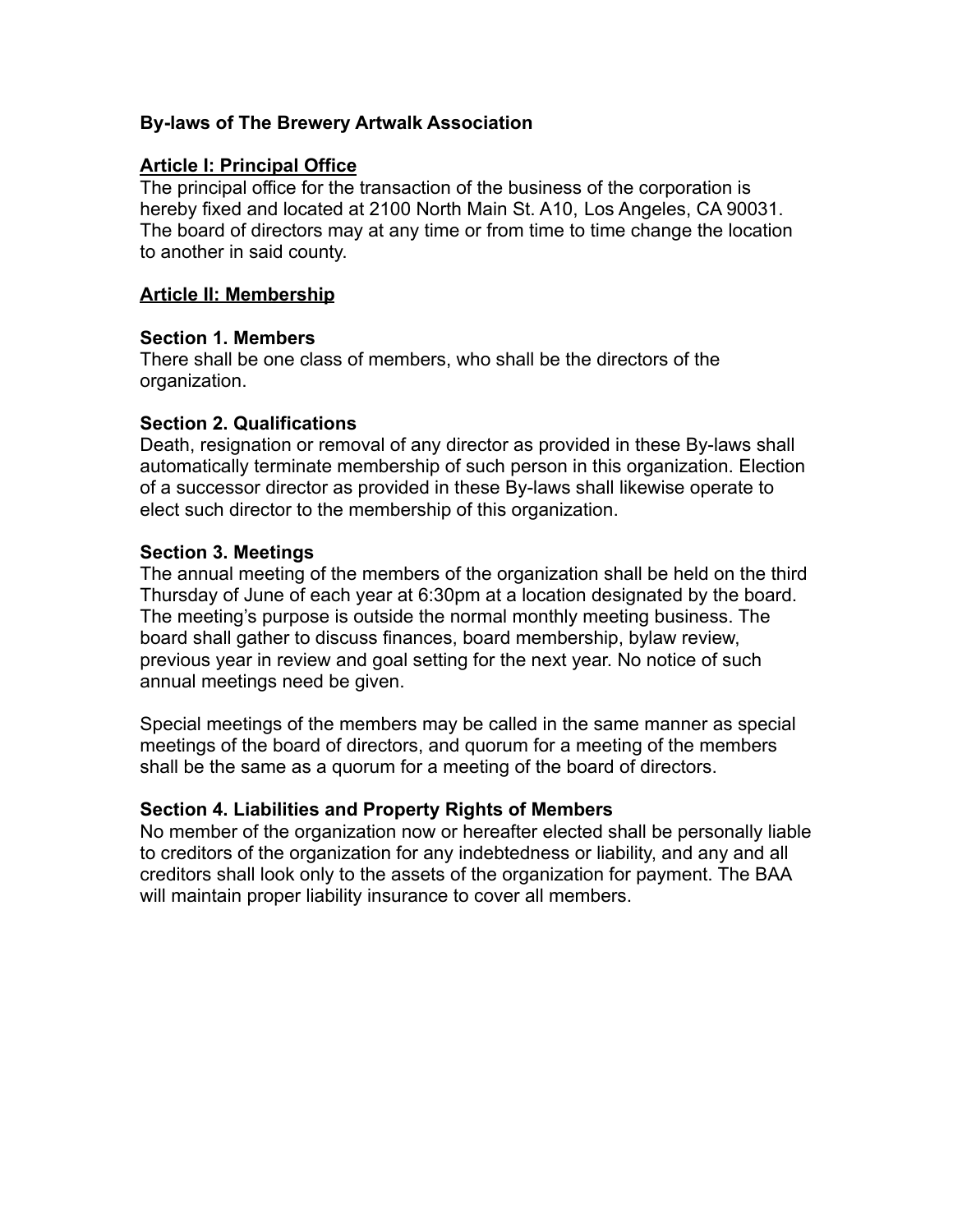# By-laws of The Brewery Artwalk Association

## Article I: Principal Office

The principal office for the transaction of the business of the corporation is hereby fixed and located at 2100 North Main St. A10, Los Angeles, CA 90031. The board of directors may at any time or from time to time change the location to another in said county.

## Article II: Membership

### Section 1. Members

There shall be one class of members, who shall be the directors of the organization.

### Section 2. Qualifications

Death, resignation or removal of any director as provided in these By-laws shall automatically terminate membership of such person in this organization. Election of a successor director as provided in these By-laws shall likewise operate to elect such director to the membership of this organization.

### Section 3. Meetings

The annual meeting of the members of the organization shall be held on the third Thursday of June of each year at 6:30pm at a location designated by the board. The meeting's purpose is outside the normal monthly meeting business. The board shall gather to discuss finances, board membership, bylaw review, previous year in review and goal setting for the next year. No notice of such annual meetings need be given.

Special meetings of the members may be called in the same manner as special meetings of the board of directors, and quorum for a meeting of the members shall be the same as a quorum for a meeting of the board of directors.

### Section 4. Liabilities and Property Rights of Members

No member of the organization now or hereafter elected shall be personally liable to creditors of the organization for any indebtedness or liability, and any and all creditors shall look only to the assets of the organization for payment. The BAA will maintain proper liability insurance to cover all members.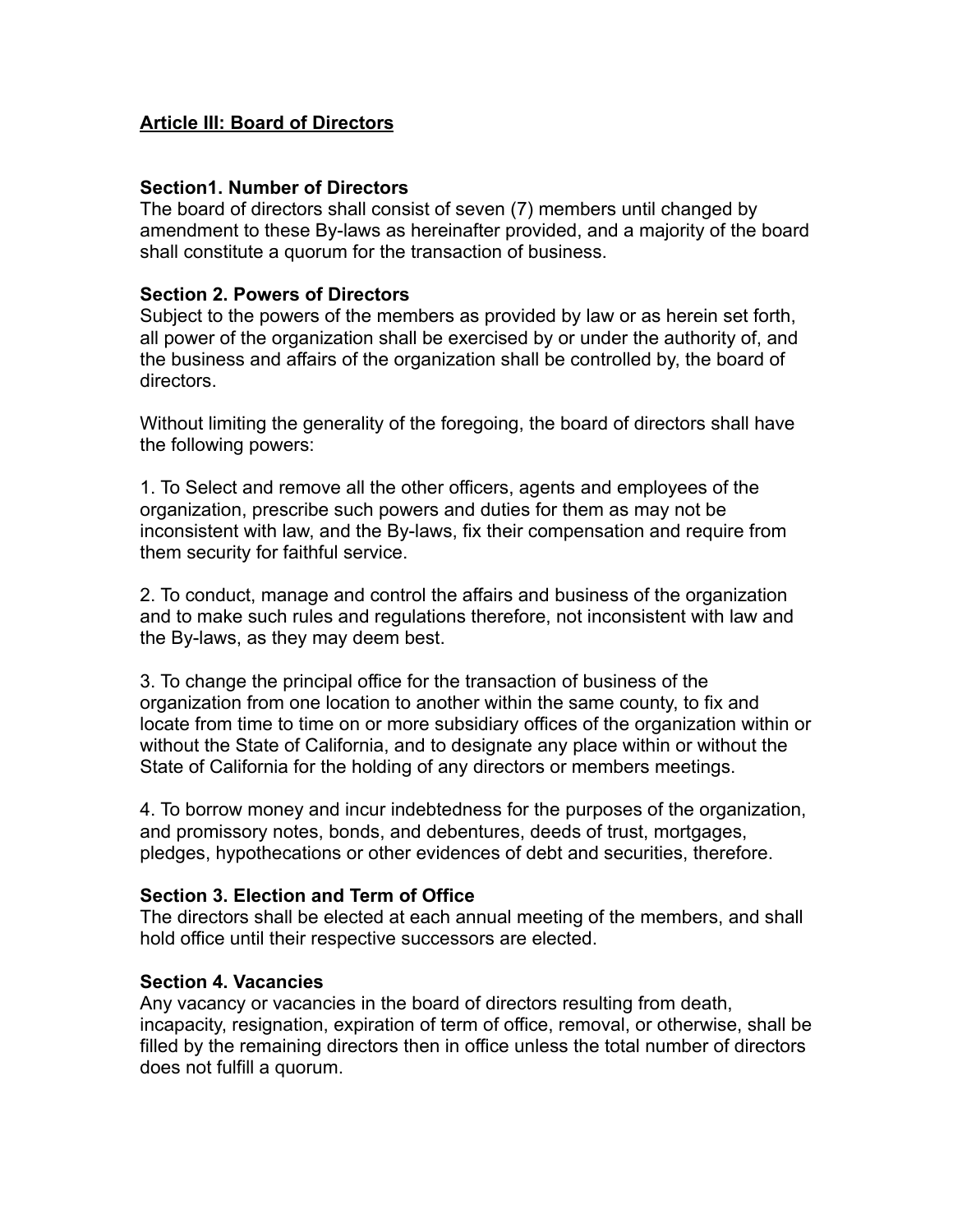**<u>Article III: Board of Directors</u>**

**Section1. Number of Directors**
The board of directors shall consist of seven (7) members until changed by amendment to these By-laws as hereinafter provided, and a majority of the board shall constitute a quorum for the transaction of business.

**Section 2. Powers of Directors**
Subject to the powers of the members as provided by law or as herein set forth, all power of the organization shall be exercised by or under the authority of, and the business and affairs of the organization shall be controlled by, the board of directors.

Without limiting the generality of the foregoing, the board of directors shall have the following powers:

1. To Select and remove all the other officers, agents and employees of the organization, prescribe such powers and duties for them as may not be inconsistent with law, and the By-laws, fix their compensation and require from them security for faithful service.

2. To conduct, manage and control the affairs and business of the organization and to make such rules and regulations therefore, not inconsistent with law and the By-laws, as they may deem best.

3. To change the principal office for the transaction of business of the organization from one location to another within the same county, to fix and locate from time to time on or more subsidiary offices of the organization within or without the State of California, and to designate any place within or without the State of California for the holding of any directors or members meetings.

4. To borrow money and incur indebtedness for the purposes of the organization, and promissory notes, bonds, and debentures, deeds of trust, mortgages, pledges, hypothecations or other evidences of debt and securities, therefore.

**Section 3. Election and Term of Office**
The directors shall be elected at each annual meeting of the members, and shall hold office until their respective successors are elected.

**Section 4. Vacancies**
Any vacancy or vacancies in the board of directors resulting from death, incapacity, resignation, expiration of term of office, removal, or otherwise, shall be filled by the remaining directors then in office unless the total number of directors does not fulfill a quorum.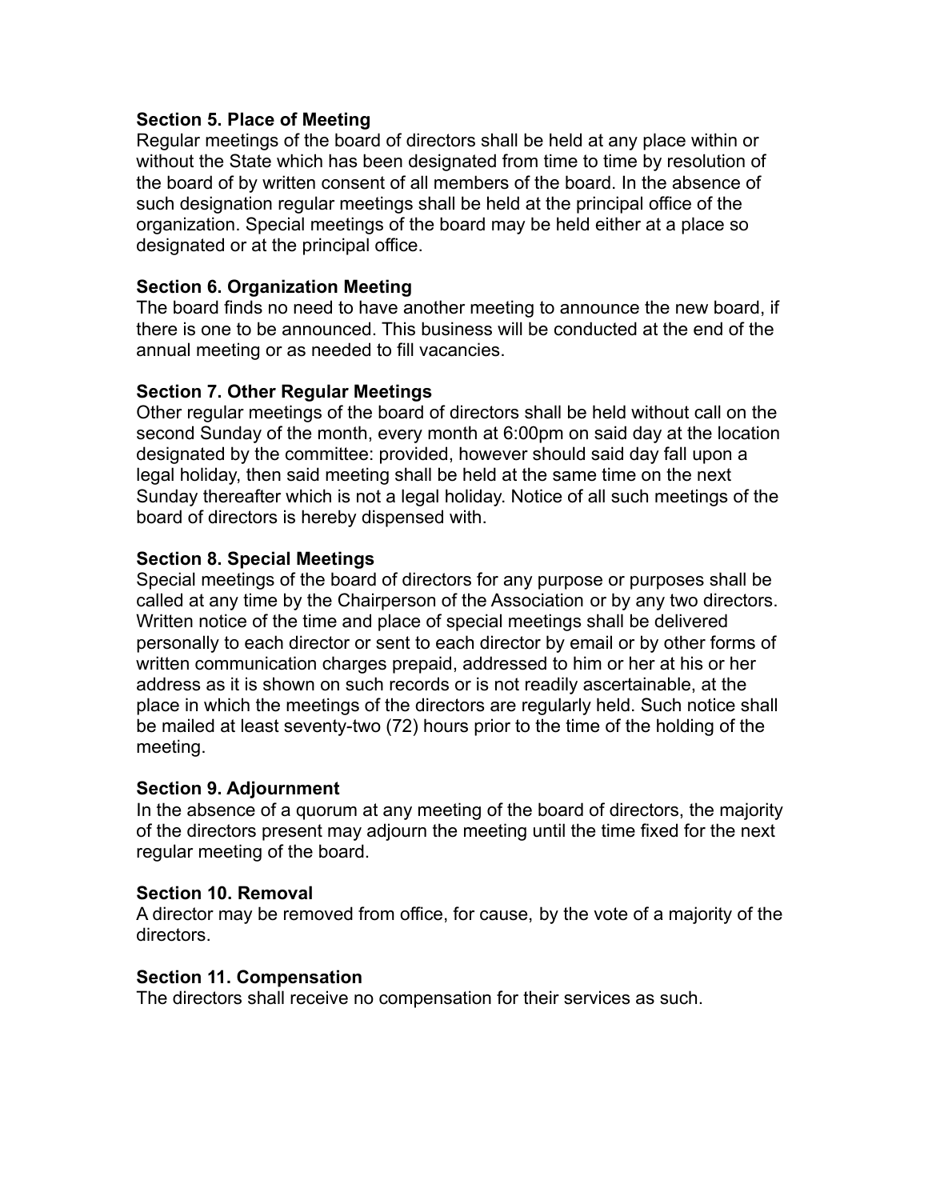**Section 5. Place of Meeting**
Regular meetings of the board of directors shall be held at any place within or without the State which has been designated from time to time by resolution of the board of by written consent of all members of the board. In the absence of such designation regular meetings shall be held at the principal office of the organization. Special meetings of the board may be held either at a place so designated or at the principal office.

**Section 6. Organization Meeting**
The board finds no need to have another meeting to announce the new board, if there is one to be announced. This business will be conducted at the end of the annual meeting or as needed to fill vacancies.

**Section 7. Other Regular Meetings**
Other regular meetings of the board of directors shall be held without call on the second Sunday of the month, every month at 6:00pm on said day at the location designated by the committee: provided, however should said day fall upon a legal holiday, then said meeting shall be held at the same time on the next Sunday thereafter which is not a legal holiday. Notice of all such meetings of the board of directors is hereby dispensed with.

**Section 8. Special Meetings**
Special meetings of the board of directors for any purpose or purposes shall be called at any time by the Chairperson of the Association or by any two directors. Written notice of the time and place of special meetings shall be delivered personally to each director or sent to each director by email or by other forms of written communication charges prepaid, addressed to him or her at his or her address as it is shown on such records or is not readily ascertainable, at the place in which the meetings of the directors are regularly held. Such notice shall be mailed at least seventy-two (72) hours prior to the time of the holding of the meeting.

**Section 9. Adjournment**
In the absence of a quorum at any meeting of the board of directors, the majority of the directors present may adjourn the meeting until the time fixed for the next regular meeting of the board.

**Section 10. Removal**
A director may be removed from office, for cause, by the vote of a majority of the directors.

**Section 11. Compensation**
The directors shall receive no compensation for their services as such.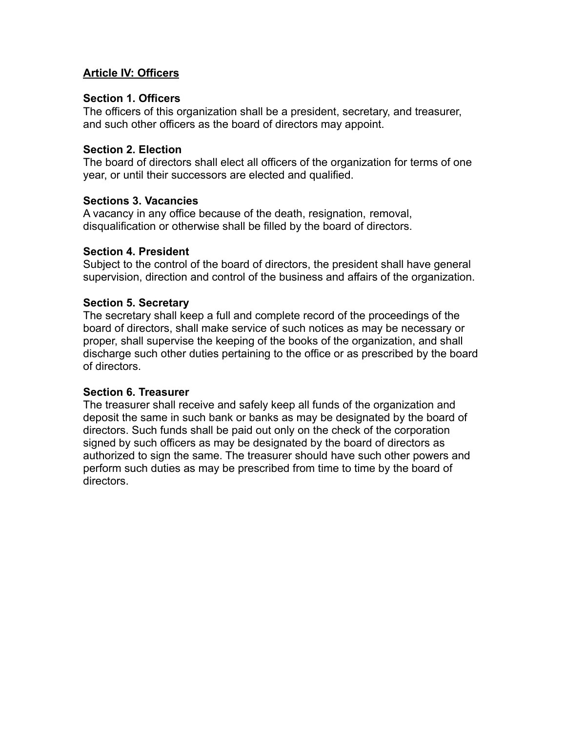## Article IV: Officers

### Section 1. Officers

The officers of this organization shall be a president, secretary, and treasurer, and such other officers as the board of directors may appoint.

### Section 2. Election

The board of directors shall elect all officers of the organization for terms of one year, or until their successors are elected and qualified.

### Sections 3. Vacancies

A vacancy in any office because of the death, resignation, removal, disqualification or otherwise shall be filled by the board of directors.

### Section 4. President

Subject to the control of the board of directors, the president shall have general supervision, direction and control of the business and affairs of the organization.

### Section 5. Secretary

The secretary shall keep a full and complete record of the proceedings of the board of directors, shall make service of such notices as may be necessary or proper, shall supervise the keeping of the books of the organization, and shall discharge such other duties pertaining to the office or as prescribed by the board of directors.

### Section 6. Treasurer

The treasurer shall receive and safely keep all funds of the organization and deposit the same in such bank or banks as may be designated by the board of directors. Such funds shall be paid out only on the check of the corporation signed by such officers as may be designated by the board of directors as authorized to sign the same. The treasurer should have such other powers and perform such duties as may be prescribed from time to time by the board of directors.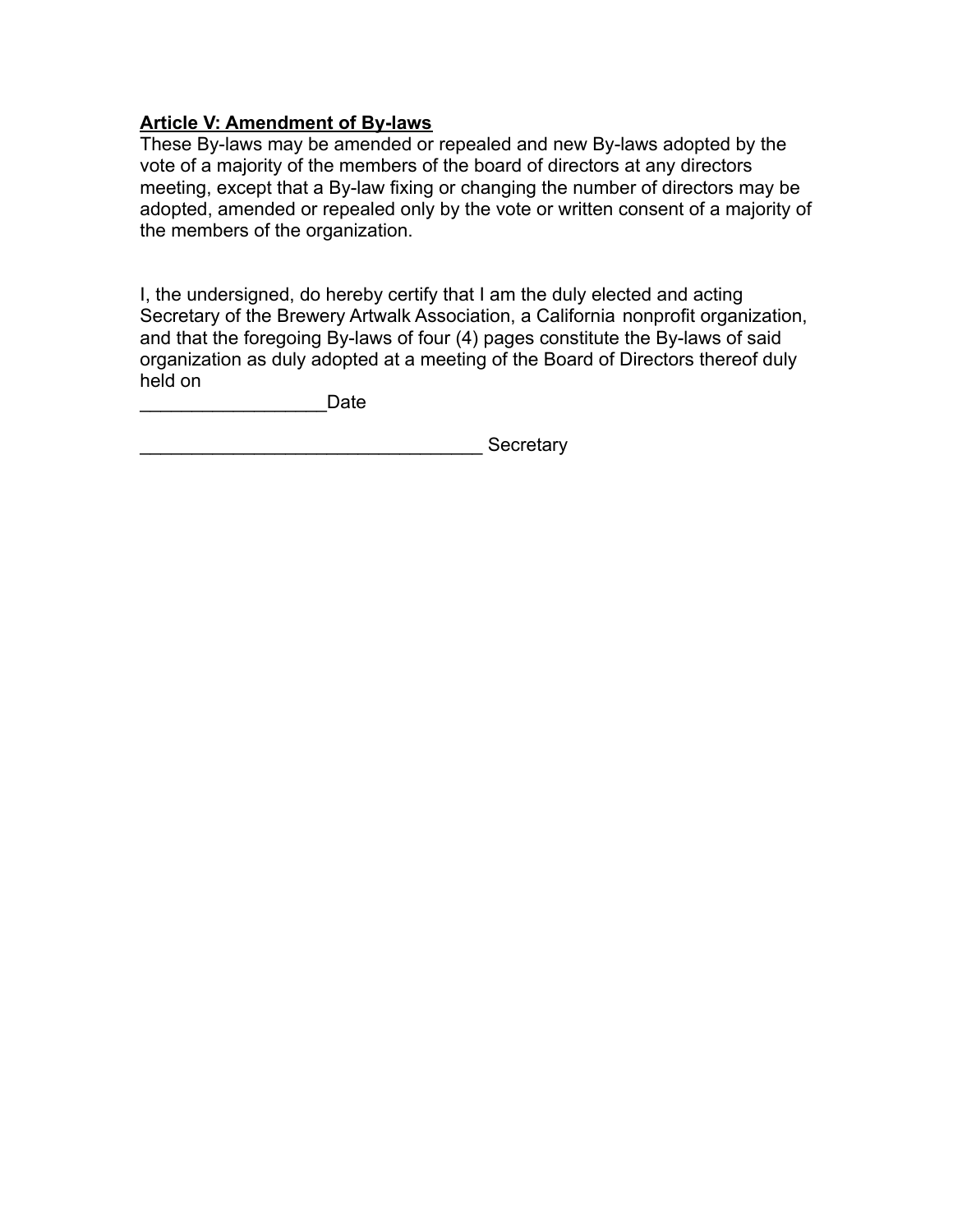**<u>Article V: Amendment of By-laws</u>**

These By-laws may be amended or repealed and new By-laws adopted by the vote of a majority of the members of the board of directors at any directors meeting, except that a By-law fixing or changing the number of directors may be adopted, amended or repealed only by the vote or written consent of a majority of the members of the organization.

I, the undersigned, do hereby certify that I am the duly elected and acting Secretary of the Brewery Artwalk Association, a California nonprofit organization, and that the foregoing By-laws of four (4) pages constitute the By-laws of said organization as duly adopted at a meeting of the Board of Directors thereof duly held on

__________________Date

_________________________________ Secretary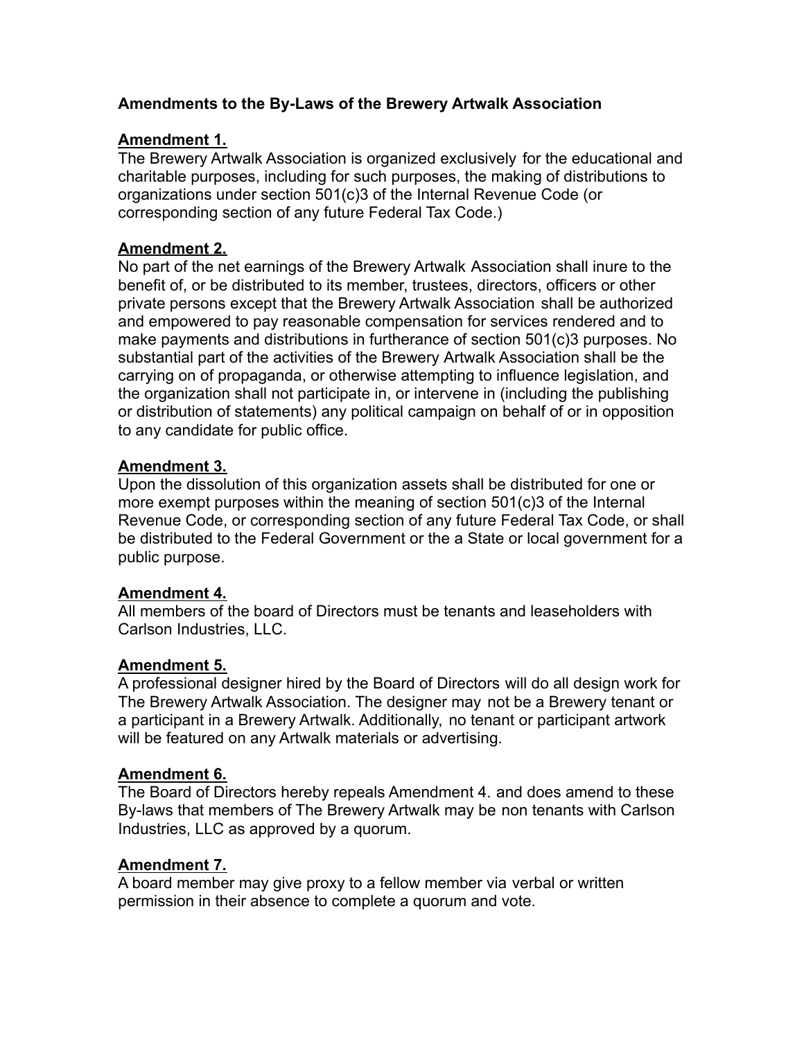**Amendments to the By-Laws of the Brewery Artwalk Association**

**Amendment 1.**

The Brewery Artwalk Association is organized exclusively for the educational and charitable purposes, including for such purposes, the making of distributions to organizations under section 501(c)3 of the Internal Revenue Code (or corresponding section of any future Federal Tax Code.)

**Amendment 2.**

No part of the net earnings of the Brewery Artwalk Association shall inure to the benefit of, or be distributed to its member, trustees, directors, officers or other private persons except that the Brewery Artwalk Association shall be authorized and empowered to pay reasonable compensation for services rendered and to make payments and distributions in furtherance of section 501(c)3 purposes. No substantial part of the activities of the Brewery Artwalk Association shall be the carrying on of propaganda, or otherwise attempting to influence legislation, and the organization shall not participate in, or intervene in (including the publishing or distribution of statements) any political campaign on behalf of or in opposition to any candidate for public office.

**Amendment 3.**

Upon the dissolution of this organization assets shall be distributed for one or more exempt purposes within the meaning of section 501(c)3 of the Internal Revenue Code, or corresponding section of any future Federal Tax Code, or shall be distributed to the Federal Government or the a State or local government for a public purpose.

**Amendment 4.**

All members of the board of Directors must be tenants and leaseholders with Carlson Industries, LLC.

**Amendment 5.**

A professional designer hired by the Board of Directors will do all design work for The Brewery Artwalk Association. The designer may not be a Brewery tenant or a participant in a Brewery Artwalk. Additionally, no tenant or participant artwork will be featured on any Artwalk materials or advertising.

**Amendment 6.**

The Board of Directors hereby repeals Amendment 4. and does amend to these By-laws that members of The Brewery Artwalk may be non tenants with Carlson Industries, LLC as approved by a quorum.

**Amendment 7.**

A board member may give proxy to a fellow member via verbal or written permission in their absence to complete a quorum and vote.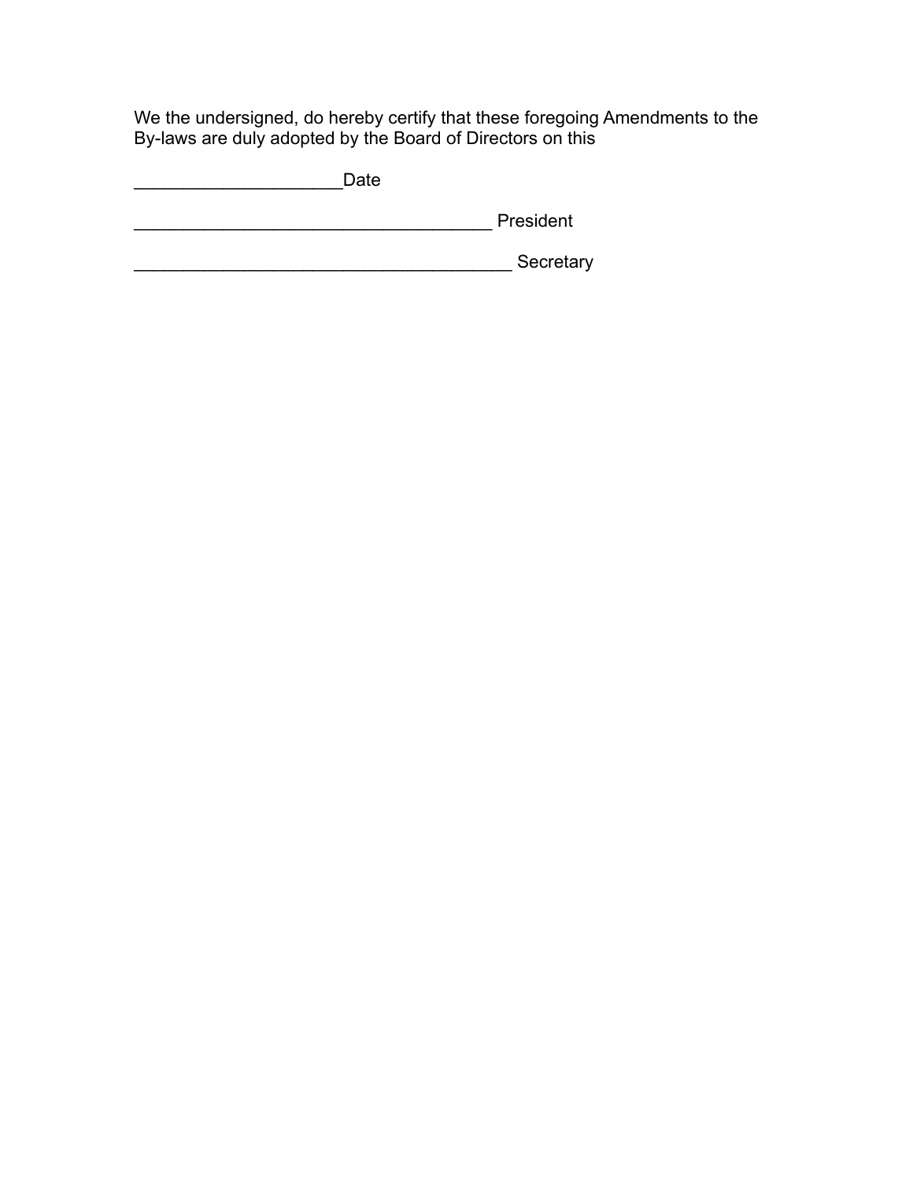We the undersigned, do hereby certify that these foregoing Amendments to the By-laws are duly adopted by the Board of Directors on this

_____________________Date

____________________________________ President

______________________________________ Secretary